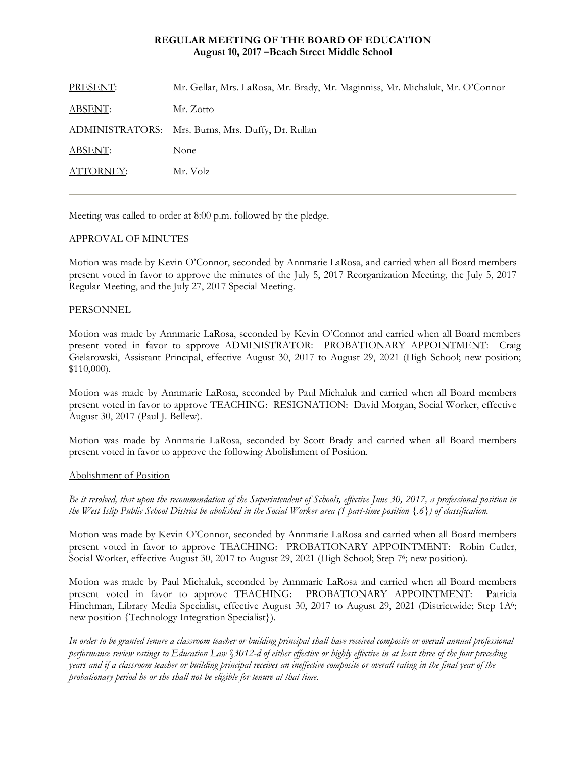**REGULAR MEETING OF THE BOARD OF EDUCATION**
**August 10, 2017 –Beach Street Middle School**

| | |
|---|---|
| PRESENT: | Mr. Gellar, Mrs. LaRosa, Mr. Brady, Mr. Maginniss, Mr. Michaluk, Mr. O'Connor |
| ABSENT: | Mr. Zotto |
| ADMINISTRATORS: | Mrs. Burns, Mrs. Duffy, Dr. Rullan |
| ABSENT: | None |
| ATTORNEY: | Mr. Volz |

---

Meeting was called to order at 8:00 p.m. followed by the pledge.

APPROVAL OF MINUTES

Motion was made by Kevin O'Connor, seconded by Annmarie LaRosa, and carried when all Board members present voted in favor to approve the minutes of the July 5, 2017 Reorganization Meeting, the July 5, 2017 Regular Meeting, and the July 27, 2017 Special Meeting.

PERSONNEL

Motion was made by Annmarie LaRosa, seconded by Kevin O'Connor and carried when all Board members present voted in favor to approve ADMINISTRATOR: PROBATIONARY APPOINTMENT: Craig Gielarowski, Assistant Principal, effective August 30, 2017 to August 29, 2021 (High School; new position; $110,000).

Motion was made by Annmarie LaRosa, seconded by Paul Michaluk and carried when all Board members present voted in favor to approve TEACHING: RESIGNATION: David Morgan, Social Worker, effective August 30, 2017 (Paul J. Bellew).

Motion was made by Annmarie LaRosa, seconded by Scott Brady and carried when all Board members present voted in favor to approve the following Abolishment of Position.

<u>Abolishment of Position</u>

*Be it resolved, that upon the recommendation of the Superintendent of Schools, effective June 30, 2017, a professional position in the West Islip Public School District be abolished in the Social Worker area (1 part-time position {.6}) of classification.*

Motion was made by Kevin O'Connor, seconded by Annmarie LaRosa and carried when all Board members present voted in favor to approve TEACHING: PROBATIONARY APPOINTMENT: Robin Cutler, Social Worker, effective August 30, 2017 to August 29, 2021 (High School; Step 7[6]; new position).

Motion was made by Paul Michaluk, seconded by Annmarie LaRosa and carried when all Board members present voted in favor to approve TEACHING: PROBATIONARY APPOINTMENT: Patricia Hinchman, Library Media Specialist, effective August 30, 2017 to August 29, 2021 (Districtwide; Step 1A[6]; new position {Technology Integration Specialist}).

*In order to be granted tenure a classroom teacher or building principal shall have received composite or overall annual professional performance review ratings to Education Law §3012-d of either effective or highly effective in at least three of the four preceding years and if a classroom teacher or building principal receives an ineffective composite or overall rating in the final year of the probationary period he or she shall not be eligible for tenure at that time.*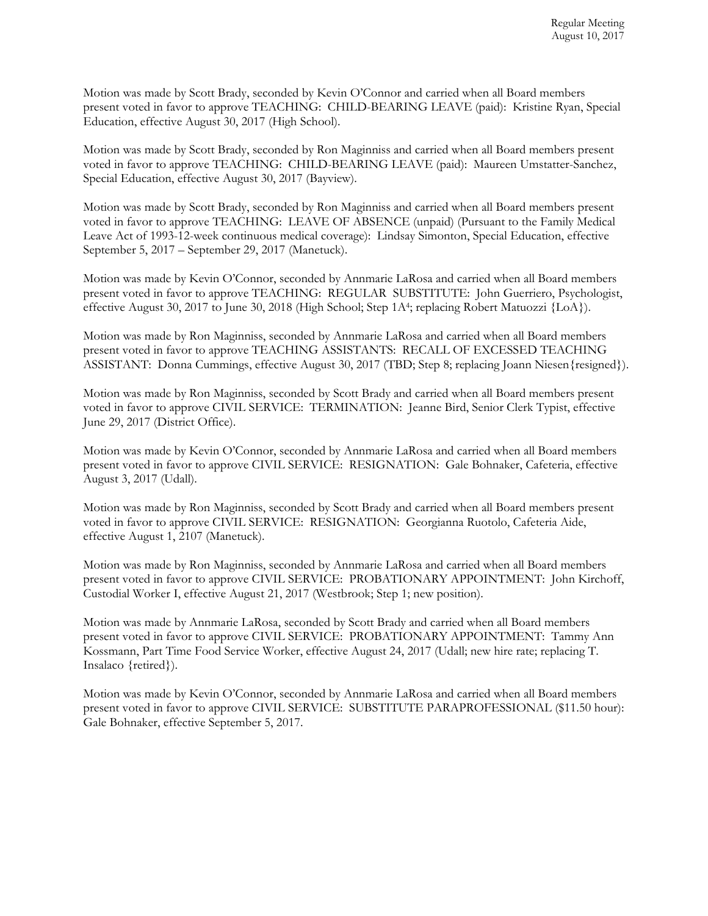Motion was made by Scott Brady, seconded by Kevin O'Connor and carried when all Board members present voted in favor to approve TEACHING: CHILD-BEARING LEAVE (paid): Kristine Ryan, Special Education, effective August 30, 2017 (High School).

Motion was made by Scott Brady, seconded by Ron Maginniss and carried when all Board members present voted in favor to approve TEACHING: CHILD-BEARING LEAVE (paid): Maureen Umstatter-Sanchez, Special Education, effective August 30, 2017 (Bayview).

Motion was made by Scott Brady, seconded by Ron Maginniss and carried when all Board members present voted in favor to approve TEACHING: LEAVE OF ABSENCE (unpaid) (Pursuant to the Family Medical Leave Act of 1993-12-week continuous medical coverage): Lindsay Simonton, Special Education, effective September 5, 2017 – September 29, 2017 (Manetuck).

Motion was made by Kevin O'Connor, seconded by Annmarie LaRosa and carried when all Board members present voted in favor to approve TEACHING: REGULAR SUBSTITUTE: John Guerriero, Psychologist, effective August 30, 2017 to June 30, 2018 (High School; Step 1A[4]; replacing Robert Matuozzi {LoA}).

Motion was made by Ron Maginniss, seconded by Annmarie LaRosa and carried when all Board members present voted in favor to approve TEACHING ASSISTANTS: RECALL OF EXCESSED TEACHING ASSISTANT: Donna Cummings, effective August 30, 2017 (TBD; Step 8; replacing Joann Niesen{resigned}).

Motion was made by Ron Maginniss, seconded by Scott Brady and carried when all Board members present voted in favor to approve CIVIL SERVICE: TERMINATION: Jeanne Bird, Senior Clerk Typist, effective June 29, 2017 (District Office).

Motion was made by Kevin O'Connor, seconded by Annmarie LaRosa and carried when all Board members present voted in favor to approve CIVIL SERVICE: RESIGNATION: Gale Bohnaker, Cafeteria, effective August 3, 2017 (Udall).

Motion was made by Ron Maginniss, seconded by Scott Brady and carried when all Board members present voted in favor to approve CIVIL SERVICE: RESIGNATION: Georgianna Ruotolo, Cafeteria Aide, effective August 1, 2107 (Manetuck).

Motion was made by Ron Maginniss, seconded by Annmarie LaRosa and carried when all Board members present voted in favor to approve CIVIL SERVICE: PROBATIONARY APPOINTMENT: John Kirchoff, Custodial Worker I, effective August 21, 2017 (Westbrook; Step 1; new position).

Motion was made by Annmarie LaRosa, seconded by Scott Brady and carried when all Board members present voted in favor to approve CIVIL SERVICE: PROBATIONARY APPOINTMENT: Tammy Ann Kossmann, Part Time Food Service Worker, effective August 24, 2017 (Udall; new hire rate; replacing T. Insalaco {retired}).

Motion was made by Kevin O'Connor, seconded by Annmarie LaRosa and carried when all Board members present voted in favor to approve CIVIL SERVICE: SUBSTITUTE PARAPROFESSIONAL ($11.50 hour): Gale Bohnaker, effective September 5, 2017.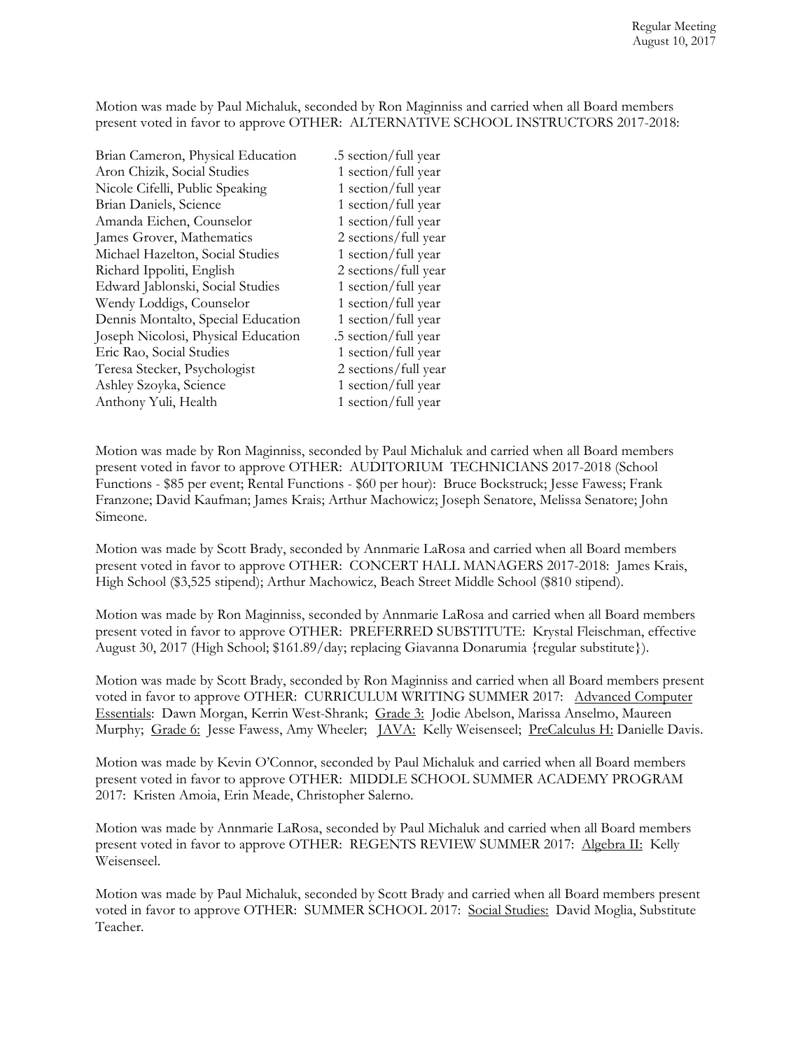Motion was made by Paul Michaluk, seconded by Ron Maginniss and carried when all Board members present voted in favor to approve OTHER: ALTERNATIVE SCHOOL INSTRUCTORS 2017-2018:

| | |
|---|---|
| Brian Cameron, Physical Education | .5 section/full year |
| Aron Chizik, Social Studies | 1 section/full year |
| Nicole Cifelli, Public Speaking | 1 section/full year |
| Brian Daniels, Science | 1 section/full year |
| Amanda Eichen, Counselor | 1 section/full year |
| James Grover, Mathematics | 2 sections/full year |
| Michael Hazelton, Social Studies | 1 section/full year |
| Richard Ippoliti, English | 2 sections/full year |
| Edward Jablonski, Social Studies | 1 section/full year |
| Wendy Loddigs, Counselor | 1 section/full year |
| Dennis Montalto, Special Education | 1 section/full year |
| Joseph Nicolosi, Physical Education | .5 section/full year |
| Eric Rao, Social Studies | 1 section/full year |
| Teresa Stecker, Psychologist | 2 sections/full year |
| Ashley Szoyka, Science | 1 section/full year |
| Anthony Yuli, Health | 1 section/full year |

Motion was made by Ron Maginniss, seconded by Paul Michaluk and carried when all Board members present voted in favor to approve OTHER: AUDITORIUM TECHNICIANS 2017-2018 (School Functions - $85 per event; Rental Functions - $60 per hour): Bruce Bockstruck; Jesse Fawess; Frank Franzone; David Kaufman; James Krais; Arthur Machowicz; Joseph Senatore, Melissa Senatore; John Simeone.

Motion was made by Scott Brady, seconded by Annmarie LaRosa and carried when all Board members present voted in favor to approve OTHER: CONCERT HALL MANAGERS 2017-2018: James Krais, High School ($3,525 stipend); Arthur Machowicz, Beach Street Middle School ($810 stipend).

Motion was made by Ron Maginniss, seconded by Annmarie LaRosa and carried when all Board members present voted in favor to approve OTHER: PREFERRED SUBSTITUTE: Krystal Fleischman, effective August 30, 2017 (High School; $161.89/day; replacing Giavanna Donarumia {regular substitute}).

Motion was made by Scott Brady, seconded by Ron Maginniss and carried when all Board members present voted in favor to approve OTHER: CURRICULUM WRITING SUMMER 2017: Advanced Computer Essentials: Dawn Morgan, Kerrin West-Shrank; Grade 3: Jodie Abelson, Marissa Anselmo, Maureen Murphy; Grade 6: Jesse Fawess, Amy Wheeler; JAVA: Kelly Weisenseel; PreCalculus H: Danielle Davis.

Motion was made by Kevin O'Connor, seconded by Paul Michaluk and carried when all Board members present voted in favor to approve OTHER: MIDDLE SCHOOL SUMMER ACADEMY PROGRAM 2017: Kristen Amoia, Erin Meade, Christopher Salerno.

Motion was made by Annmarie LaRosa, seconded by Paul Michaluk and carried when all Board members present voted in favor to approve OTHER: REGENTS REVIEW SUMMER 2017: Algebra II: Kelly Weisenseel.

Motion was made by Paul Michaluk, seconded by Scott Brady and carried when all Board members present voted in favor to approve OTHER: SUMMER SCHOOL 2017: Social Studies: David Moglia, Substitute Teacher.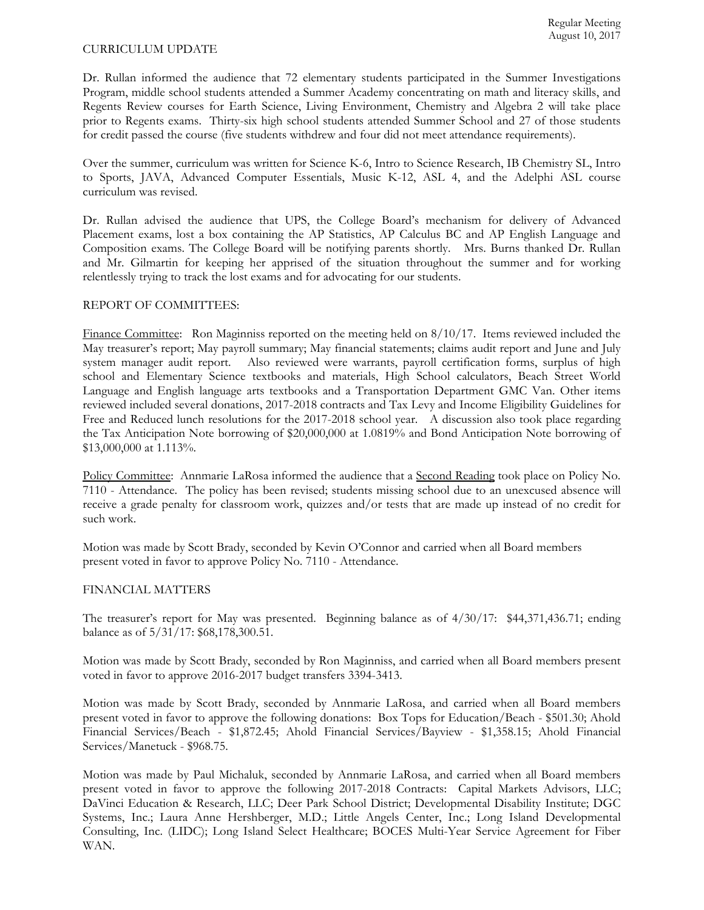CURRICULUM UPDATE

Dr. Rullan informed the audience that 72 elementary students participated in the Summer Investigations Program, middle school students attended a Summer Academy concentrating on math and literacy skills, and Regents Review courses for Earth Science, Living Environment, Chemistry and Algebra 2 will take place prior to Regents exams. Thirty-six high school students attended Summer School and 27 of those students for credit passed the course (five students withdrew and four did not meet attendance requirements).

Over the summer, curriculum was written for Science K-6, Intro to Science Research, IB Chemistry SL, Intro to Sports, JAVA, Advanced Computer Essentials, Music K-12, ASL 4, and the Adelphi ASL course curriculum was revised.

Dr. Rullan advised the audience that UPS, the College Board's mechanism for delivery of Advanced Placement exams, lost a box containing the AP Statistics, AP Calculus BC and AP English Language and Composition exams. The College Board will be notifying parents shortly. Mrs. Burns thanked Dr. Rullan and Mr. Gilmartin for keeping her apprised of the situation throughout the summer and for working relentlessly trying to track the lost exams and for advocating for our students.

REPORT OF COMMITTEES:

Finance Committee: Ron Maginniss reported on the meeting held on 8/10/17. Items reviewed included the May treasurer's report; May payroll summary; May financial statements; claims audit report and June and July system manager audit report. Also reviewed were warrants, payroll certification forms, surplus of high school and Elementary Science textbooks and materials, High School calculators, Beach Street World Language and English language arts textbooks and a Transportation Department GMC Van. Other items reviewed included several donations, 2017-2018 contracts and Tax Levy and Income Eligibility Guidelines for Free and Reduced lunch resolutions for the 2017-2018 school year. A discussion also took place regarding the Tax Anticipation Note borrowing of $20,000,000 at 1.0819% and Bond Anticipation Note borrowing of $13,000,000 at 1.113%.

Policy Committee: Annmarie LaRosa informed the audience that a Second Reading took place on Policy No. 7110 - Attendance. The policy has been revised; students missing school due to an unexcused absence will receive a grade penalty for classroom work, quizzes and/or tests that are made up instead of no credit for such work.

Motion was made by Scott Brady, seconded by Kevin O'Connor and carried when all Board members present voted in favor to approve Policy No. 7110 - Attendance.

FINANCIAL MATTERS

The treasurer's report for May was presented. Beginning balance as of 4/30/17: $44,371,436.71; ending balance as of 5/31/17: $68,178,300.51.

Motion was made by Scott Brady, seconded by Ron Maginniss, and carried when all Board members present voted in favor to approve 2016-2017 budget transfers 3394-3413.

Motion was made by Scott Brady, seconded by Annmarie LaRosa, and carried when all Board members present voted in favor to approve the following donations: Box Tops for Education/Beach - $501.30; Ahold Financial Services/Beach - $1,872.45; Ahold Financial Services/Bayview - $1,358.15; Ahold Financial Services/Manetuck - $968.75.

Motion was made by Paul Michaluk, seconded by Annmarie LaRosa, and carried when all Board members present voted in favor to approve the following 2017-2018 Contracts: Capital Markets Advisors, LLC; DaVinci Education & Research, LLC; Deer Park School District; Developmental Disability Institute; DGC Systems, Inc.; Laura Anne Hershberger, M.D.; Little Angels Center, Inc.; Long Island Developmental Consulting, Inc. (LIDC); Long Island Select Healthcare; BOCES Multi-Year Service Agreement for Fiber WAN.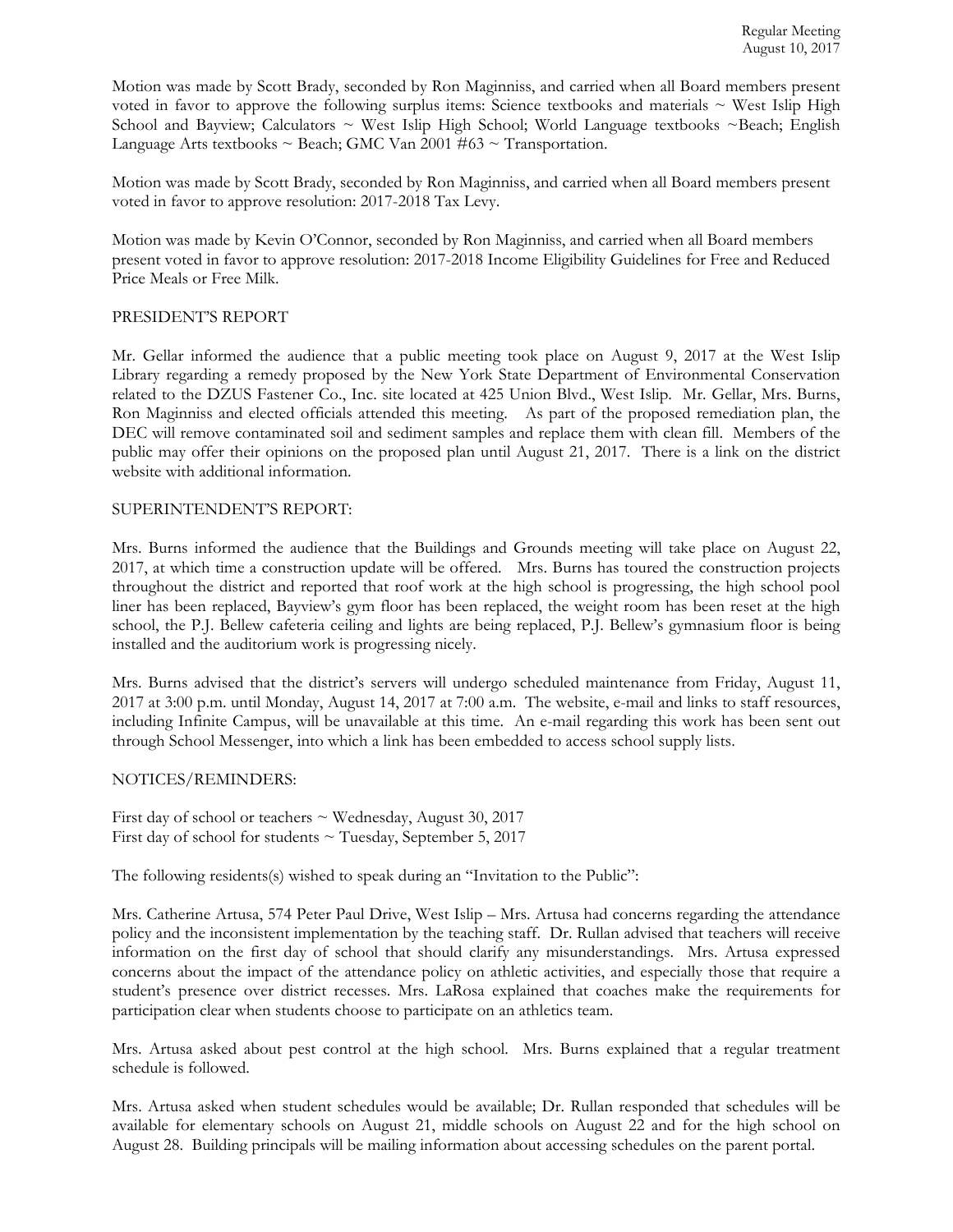Motion was made by Scott Brady, seconded by Ron Maginniss, and carried when all Board members present voted in favor to approve the following surplus items: Science textbooks and materials ~ West Islip High School and Bayview; Calculators ~ West Islip High School; World Language textbooks ~Beach; English Language Arts textbooks ~ Beach; GMC Van 2001 #63 ~ Transportation.

Motion was made by Scott Brady, seconded by Ron Maginniss, and carried when all Board members present voted in favor to approve resolution: 2017-2018 Tax Levy.

Motion was made by Kevin O'Connor, seconded by Ron Maginniss, and carried when all Board members present voted in favor to approve resolution: 2017-2018 Income Eligibility Guidelines for Free and Reduced Price Meals or Free Milk.

PRESIDENT'S REPORT

Mr. Gellar informed the audience that a public meeting took place on August 9, 2017 at the West Islip Library regarding a remedy proposed by the New York State Department of Environmental Conservation related to the DZUS Fastener Co., Inc. site located at 425 Union Blvd., West Islip. Mr. Gellar, Mrs. Burns, Ron Maginniss and elected officials attended this meeting. As part of the proposed remediation plan, the DEC will remove contaminated soil and sediment samples and replace them with clean fill. Members of the public may offer their opinions on the proposed plan until August 21, 2017. There is a link on the district website with additional information.

SUPERINTENDENT'S REPORT:

Mrs. Burns informed the audience that the Buildings and Grounds meeting will take place on August 22, 2017, at which time a construction update will be offered. Mrs. Burns has toured the construction projects throughout the district and reported that roof work at the high school is progressing, the high school pool liner has been replaced, Bayview's gym floor has been replaced, the weight room has been reset at the high school, the P.J. Bellew cafeteria ceiling and lights are being replaced, P.J. Bellew's gymnasium floor is being installed and the auditorium work is progressing nicely.

Mrs. Burns advised that the district's servers will undergo scheduled maintenance from Friday, August 11, 2017 at 3:00 p.m. until Monday, August 14, 2017 at 7:00 a.m. The website, e-mail and links to staff resources, including Infinite Campus, will be unavailable at this time. An e-mail regarding this work has been sent out through School Messenger, into which a link has been embedded to access school supply lists.

NOTICES/REMINDERS:

First day of school or teachers ~ Wednesday, August 30, 2017
First day of school for students ~ Tuesday, September 5, 2017

The following residents(s) wished to speak during an "Invitation to the Public":

Mrs. Catherine Artusa, 574 Peter Paul Drive, West Islip – Mrs. Artusa had concerns regarding the attendance policy and the inconsistent implementation by the teaching staff. Dr. Rullan advised that teachers will receive information on the first day of school that should clarify any misunderstandings. Mrs. Artusa expressed concerns about the impact of the attendance policy on athletic activities, and especially those that require a student's presence over district recesses. Mrs. LaRosa explained that coaches make the requirements for participation clear when students choose to participate on an athletics team.

Mrs. Artusa asked about pest control at the high school. Mrs. Burns explained that a regular treatment schedule is followed.

Mrs. Artusa asked when student schedules would be available; Dr. Rullan responded that schedules will be available for elementary schools on August 21, middle schools on August 22 and for the high school on August 28. Building principals will be mailing information about accessing schedules on the parent portal.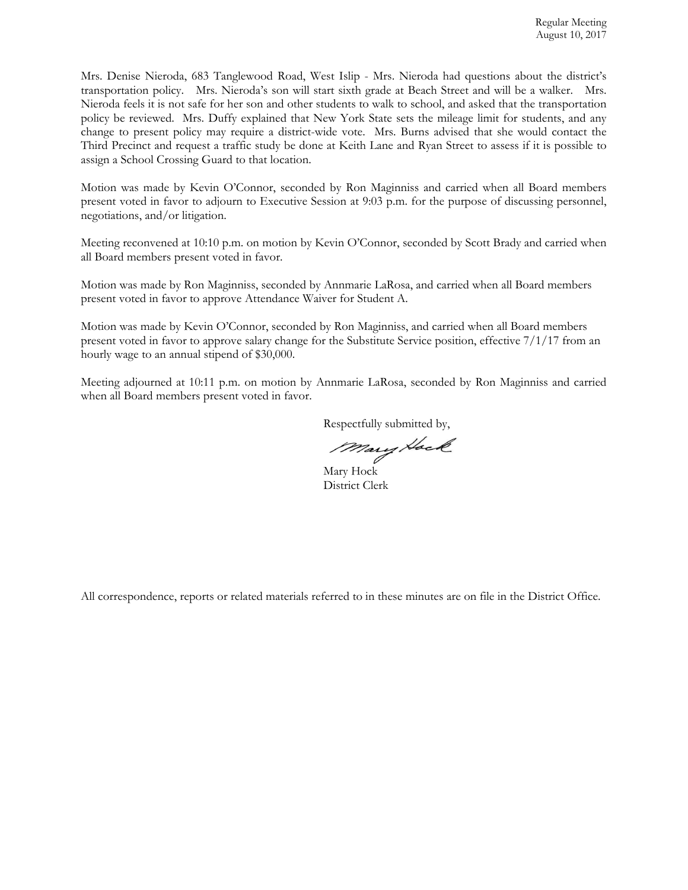Mrs. Denise Nieroda, 683 Tanglewood Road, West Islip - Mrs. Nieroda had questions about the district's transportation policy. Mrs. Nieroda's son will start sixth grade at Beach Street and will be a walker. Mrs. Nieroda feels it is not safe for her son and other students to walk to school, and asked that the transportation policy be reviewed. Mrs. Duffy explained that New York State sets the mileage limit for students, and any change to present policy may require a district-wide vote. Mrs. Burns advised that she would contact the Third Precinct and request a traffic study be done at Keith Lane and Ryan Street to assess if it is possible to assign a School Crossing Guard to that location.

Motion was made by Kevin O'Connor, seconded by Ron Maginniss and carried when all Board members present voted in favor to adjourn to Executive Session at 9:03 p.m. for the purpose of discussing personnel, negotiations, and/or litigation.

Meeting reconvened at 10:10 p.m. on motion by Kevin O'Connor, seconded by Scott Brady and carried when all Board members present voted in favor.

Motion was made by Ron Maginniss, seconded by Annmarie LaRosa, and carried when all Board members present voted in favor to approve Attendance Waiver for Student A.

Motion was made by Kevin O'Connor, seconded by Ron Maginniss, and carried when all Board members present voted in favor to approve salary change for the Substitute Service position, effective 7/1/17 from an hourly wage to an annual stipend of $30,000.

Meeting adjourned at 10:11 p.m. on motion by Annmarie LaRosa, seconded by Ron Maginniss and carried when all Board members present voted in favor.

Respectfully submitted by,

Mary Hock

Mary Hock
District Clerk

All correspondence, reports or related materials referred to in these minutes are on file in the District Office.